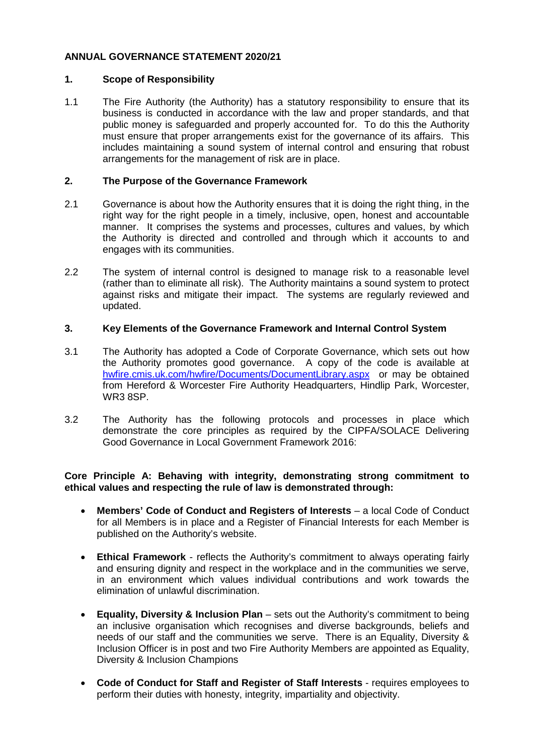# ANNUAL GOVERNANCE STATEMENT 2020/21

## 1. Scope of Responsibility

1.1 The Fire Authority (the Authority) has a statutory responsibility to ensure that its business is conducted in accordance with the law and proper standards, and that public money is safeguarded and properly accounted for. To do this the Authority must ensure that proper arrangements exist for the governance of its affairs. This includes maintaining a sound system of internal control and ensuring that robust arrangements for the management of risk are in place.

## 2. The Purpose of the Governance Framework

2.1 Governance is about how the Authority ensures that it is doing the right thing, in the right way for the right people in a timely, inclusive, open, honest and accountable manner. It comprises the systems and processes, cultures and values, by which the Authority is directed and controlled and through which it accounts to and engages with its communities.

2.2 The system of internal control is designed to manage risk to a reasonable level (rather than to eliminate all risk). The Authority maintains a sound system to protect against risks and mitigate their impact. The systems are regularly reviewed and updated.

## 3. Key Elements of the Governance Framework and Internal Control System

3.1 The Authority has adopted a Code of Corporate Governance, which sets out how the Authority promotes good governance. A copy of the code is available at [hwfire.cmis.uk.com/hwfire/Documents/DocumentLibrary.aspx](hwfire.cmis.uk.com/hwfire/Documents/DocumentLibrary.aspx) or may be obtained from Hereford & Worcester Fire Authority Headquarters, Hindlip Park, Worcester, WR3 8SP.

3.2 The Authority has the following protocols and processes in place which demonstrate the core principles as required by the CIPFA/SOLACE Delivering Good Governance in Local Government Framework 2016:

**Core Principle A: Behaving with integrity, demonstrating strong commitment to ethical values and respecting the rule of law is demonstrated through:**

- **Members' Code of Conduct and Registers of Interests** – a local Code of Conduct for all Members is in place and a Register of Financial Interests for each Member is published on the Authority's website.
- **Ethical Framework** - reflects the Authority's commitment to always operating fairly and ensuring dignity and respect in the workplace and in the communities we serve, in an environment which values individual contributions and work towards the elimination of unlawful discrimination.
- **Equality, Diversity & Inclusion Plan** – sets out the Authority's commitment to being an inclusive organisation which recognises and diverse backgrounds, beliefs and needs of our staff and the communities we serve. There is an Equality, Diversity & Inclusion Officer is in post and two Fire Authority Members are appointed as Equality, Diversity & Inclusion Champions
- **Code of Conduct for Staff and Register of Staff Interests** - requires employees to perform their duties with honesty, integrity, impartiality and objectivity.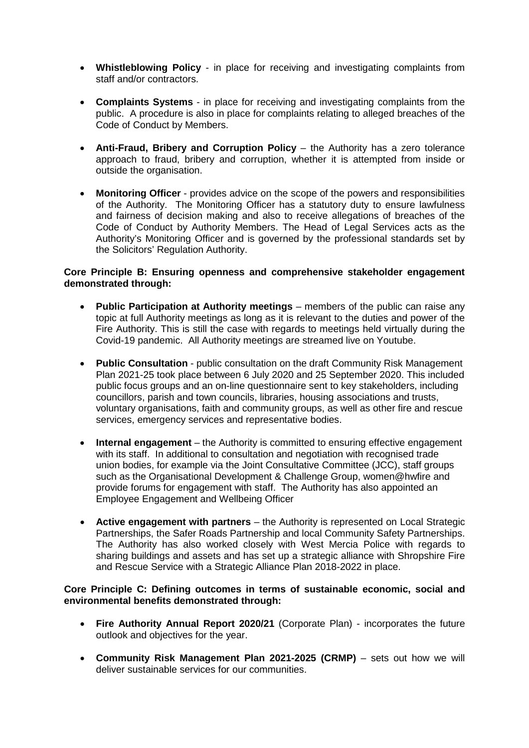- **Whistleblowing Policy** - in place for receiving and investigating complaints from staff and/or contractors.

- **Complaints Systems** - in place for receiving and investigating complaints from the public. A procedure is also in place for complaints relating to alleged breaches of the Code of Conduct by Members.

- **Anti-Fraud, Bribery and Corruption Policy** – the Authority has a zero tolerance approach to fraud, bribery and corruption, whether it is attempted from inside or outside the organisation.

- **Monitoring Officer** - provides advice on the scope of the powers and responsibilities of the Authority. The Monitoring Officer has a statutory duty to ensure lawfulness and fairness of decision making and also to receive allegations of breaches of the Code of Conduct by Authority Members. The Head of Legal Services acts as the Authority's Monitoring Officer and is governed by the professional standards set by the Solicitors' Regulation Authority.

**Core Principle B: Ensuring openness and comprehensive stakeholder engagement demonstrated through:**

- **Public Participation at Authority meetings** – members of the public can raise any topic at full Authority meetings as long as it is relevant to the duties and power of the Fire Authority. This is still the case with regards to meetings held virtually during the Covid-19 pandemic. All Authority meetings are streamed live on Youtube.

- **Public Consultation** - public consultation on the draft Community Risk Management Plan 2021-25 took place between 6 July 2020 and 25 September 2020. This included public focus groups and an on-line questionnaire sent to key stakeholders, including councillors, parish and town councils, libraries, housing associations and trusts, voluntary organisations, faith and community groups, as well as other fire and rescue services, emergency services and representative bodies.

- **Internal engagement** – the Authority is committed to ensuring effective engagement with its staff. In additional to consultation and negotiation with recognised trade union bodies, for example via the Joint Consultative Committee (JCC), staff groups such as the Organisational Development & Challenge Group, women@hwfire and provide forums for engagement with staff. The Authority has also appointed an Employee Engagement and Wellbeing Officer

- **Active engagement with partners** – the Authority is represented on Local Strategic Partnerships, the Safer Roads Partnership and local Community Safety Partnerships. The Authority has also worked closely with West Mercia Police with regards to sharing buildings and assets and has set up a strategic alliance with Shropshire Fire and Rescue Service with a Strategic Alliance Plan 2018-2022 in place.

**Core Principle C: Defining outcomes in terms of sustainable economic, social and environmental benefits demonstrated through:**

- **Fire Authority Annual Report 2020/21** (Corporate Plan) - incorporates the future outlook and objectives for the year.

- **Community Risk Management Plan 2021-2025 (CRMP)** – sets out how we will deliver sustainable services for our communities.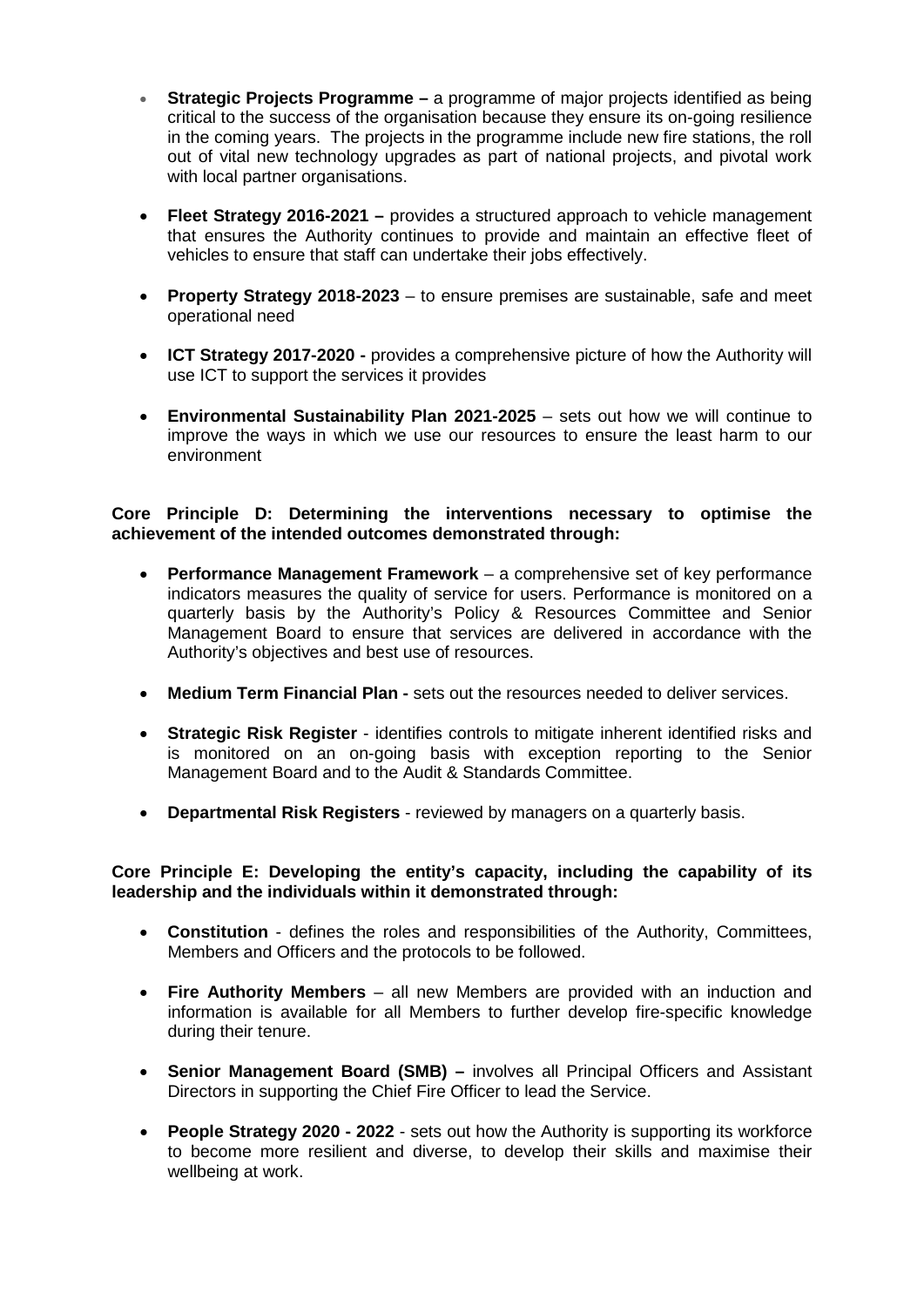- **Strategic Projects Programme –** a programme of major projects identified as being critical to the success of the organisation because they ensure its on-going resilience in the coming years. The projects in the programme include new fire stations, the roll out of vital new technology upgrades as part of national projects, and pivotal work with local partner organisations.

- **Fleet Strategy 2016-2021 –** provides a structured approach to vehicle management that ensures the Authority continues to provide and maintain an effective fleet of vehicles to ensure that staff can undertake their jobs effectively.

- **Property Strategy 2018-2023** – to ensure premises are sustainable, safe and meet operational need

- **ICT Strategy 2017-2020 -** provides a comprehensive picture of how the Authority will use ICT to support the services it provides

- **Environmental Sustainability Plan 2021-2025** – sets out how we will continue to improve the ways in which we use our resources to ensure the least harm to our environment

**Core Principle D: Determining the interventions necessary to optimise the achievement of the intended outcomes demonstrated through:**

- **Performance Management Framework** – a comprehensive set of key performance indicators measures the quality of service for users. Performance is monitored on a quarterly basis by the Authority's Policy & Resources Committee and Senior Management Board to ensure that services are delivered in accordance with the Authority's objectives and best use of resources.

- **Medium Term Financial Plan -** sets out the resources needed to deliver services.

- **Strategic Risk Register** - identifies controls to mitigate inherent identified risks and is monitored on an on-going basis with exception reporting to the Senior Management Board and to the Audit & Standards Committee.

- **Departmental Risk Registers** - reviewed by managers on a quarterly basis.

**Core Principle E: Developing the entity's capacity, including the capability of its leadership and the individuals within it demonstrated through:**

- **Constitution** - defines the roles and responsibilities of the Authority, Committees, Members and Officers and the protocols to be followed.

- **Fire Authority Members** – all new Members are provided with an induction and information is available for all Members to further develop fire-specific knowledge during their tenure.

- **Senior Management Board (SMB) –** involves all Principal Officers and Assistant Directors in supporting the Chief Fire Officer to lead the Service.

- **People Strategy 2020 - 2022** - sets out how the Authority is supporting its workforce to become more resilient and diverse, to develop their skills and maximise their wellbeing at work.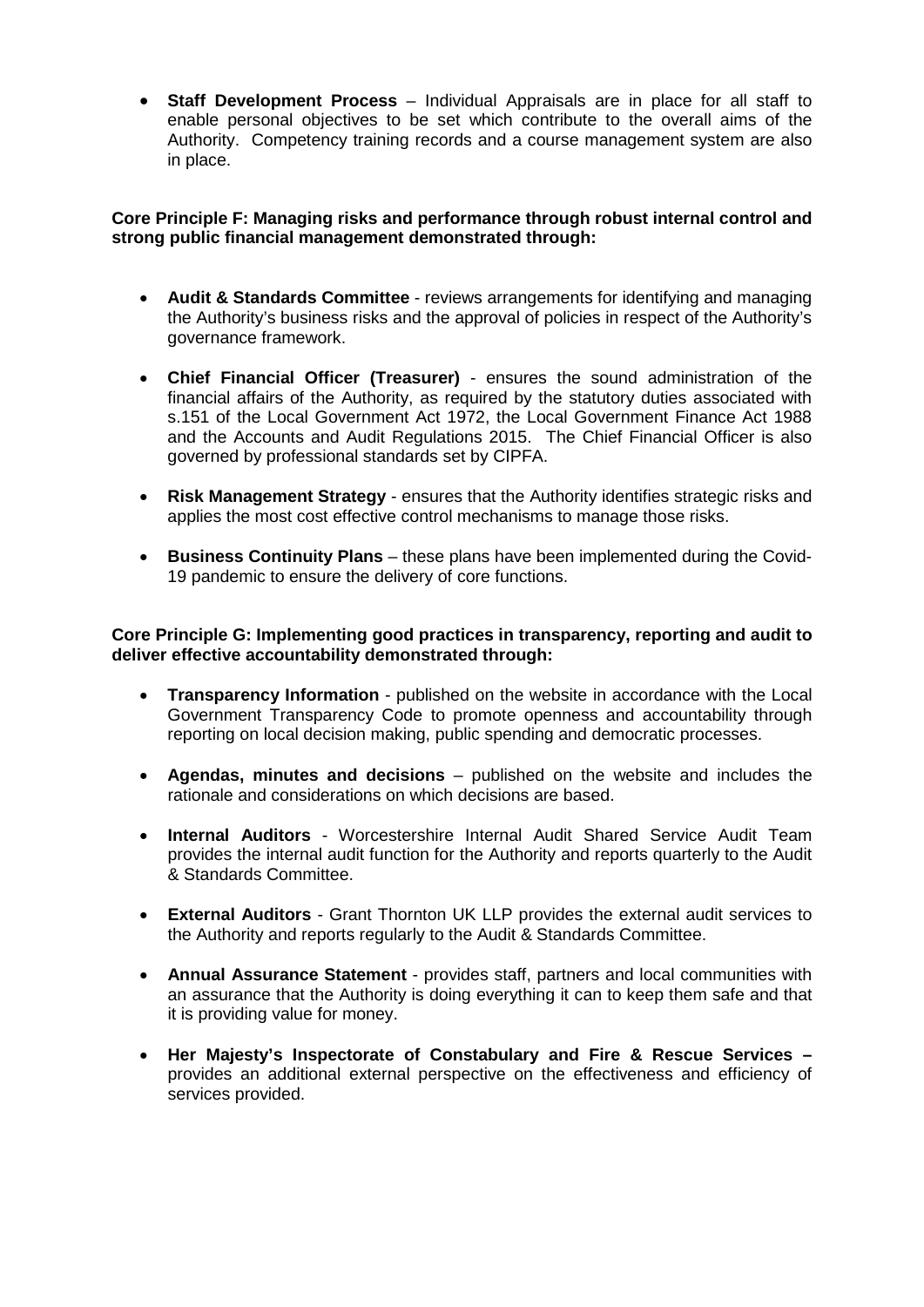- **Staff Development Process** – Individual Appraisals are in place for all staff to enable personal objectives to be set which contribute to the overall aims of the Authority. Competency training records and a course management system are also in place.

**Core Principle F: Managing risks and performance through robust internal control and strong public financial management demonstrated through:**

- **Audit & Standards Committee** - reviews arrangements for identifying and managing the Authority's business risks and the approval of policies in respect of the Authority's governance framework.

- **Chief Financial Officer (Treasurer)** - ensures the sound administration of the financial affairs of the Authority, as required by the statutory duties associated with s.151 of the Local Government Act 1972, the Local Government Finance Act 1988 and the Accounts and Audit Regulations 2015. The Chief Financial Officer is also governed by professional standards set by CIPFA.

- **Risk Management Strategy** - ensures that the Authority identifies strategic risks and applies the most cost effective control mechanisms to manage those risks.

- **Business Continuity Plans** – these plans have been implemented during the Covid-19 pandemic to ensure the delivery of core functions.

**Core Principle G: Implementing good practices in transparency, reporting and audit to deliver effective accountability demonstrated through:**

- **Transparency Information** - published on the website in accordance with the Local Government Transparency Code to promote openness and accountability through reporting on local decision making, public spending and democratic processes.

- **Agendas, minutes and decisions** – published on the website and includes the rationale and considerations on which decisions are based.

- **Internal Auditors** - Worcestershire Internal Audit Shared Service Audit Team provides the internal audit function for the Authority and reports quarterly to the Audit & Standards Committee.

- **External Auditors** - Grant Thornton UK LLP provides the external audit services to the Authority and reports regularly to the Audit & Standards Committee.

- **Annual Assurance Statement** - provides staff, partners and local communities with an assurance that the Authority is doing everything it can to keep them safe and that it is providing value for money.

- **Her Majesty's Inspectorate of Constabulary and Fire & Rescue Services –** provides an additional external perspective on the effectiveness and efficiency of services provided.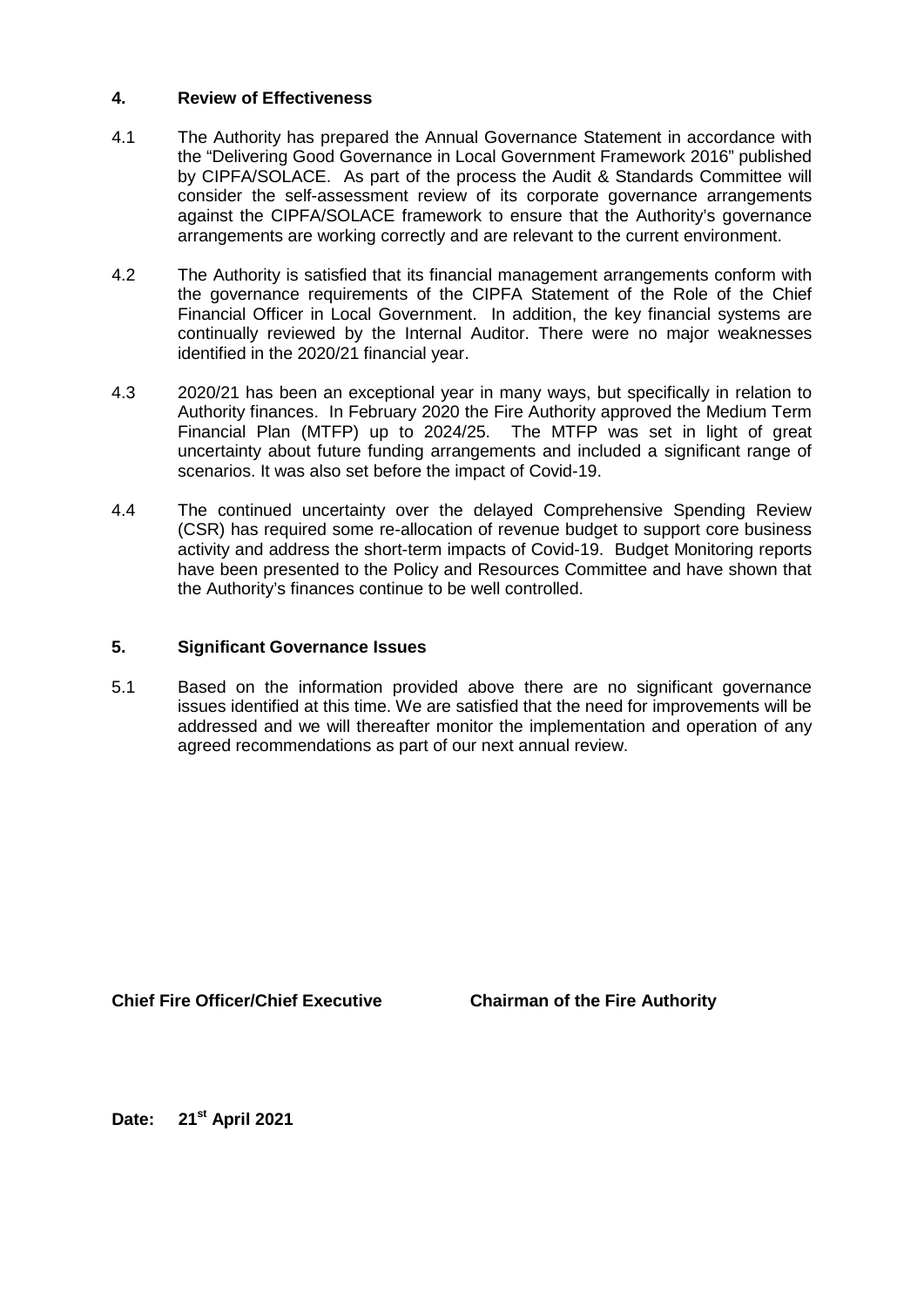## 4. Review of Effectiveness

4.1 The Authority has prepared the Annual Governance Statement in accordance with the "Delivering Good Governance in Local Government Framework 2016" published by CIPFA/SOLACE. As part of the process the Audit & Standards Committee will consider the self-assessment review of its corporate governance arrangements against the CIPFA/SOLACE framework to ensure that the Authority's governance arrangements are working correctly and are relevant to the current environment.

4.2 The Authority is satisfied that its financial management arrangements conform with the governance requirements of the CIPFA Statement of the Role of the Chief Financial Officer in Local Government. In addition, the key financial systems are continually reviewed by the Internal Auditor. There were no major weaknesses identified in the 2020/21 financial year.

4.3 2020/21 has been an exceptional year in many ways, but specifically in relation to Authority finances. In February 2020 the Fire Authority approved the Medium Term Financial Plan (MTFP) up to 2024/25. The MTFP was set in light of great uncertainty about future funding arrangements and included a significant range of scenarios. It was also set before the impact of Covid-19.

4.4 The continued uncertainty over the delayed Comprehensive Spending Review (CSR) has required some re-allocation of revenue budget to support core business activity and address the short-term impacts of Covid-19. Budget Monitoring reports have been presented to the Policy and Resources Committee and have shown that the Authority's finances continue to be well controlled.

## 5. Significant Governance Issues

5.1 Based on the information provided above there are no significant governance issues identified at this time. We are satisfied that the need for improvements will be addressed and we will thereafter monitor the implementation and operation of any agreed recommendations as part of our next annual review.

**Chief Fire Officer/Chief Executive** **Chairman of the Fire Authority**

**Date: 21st April 2021**